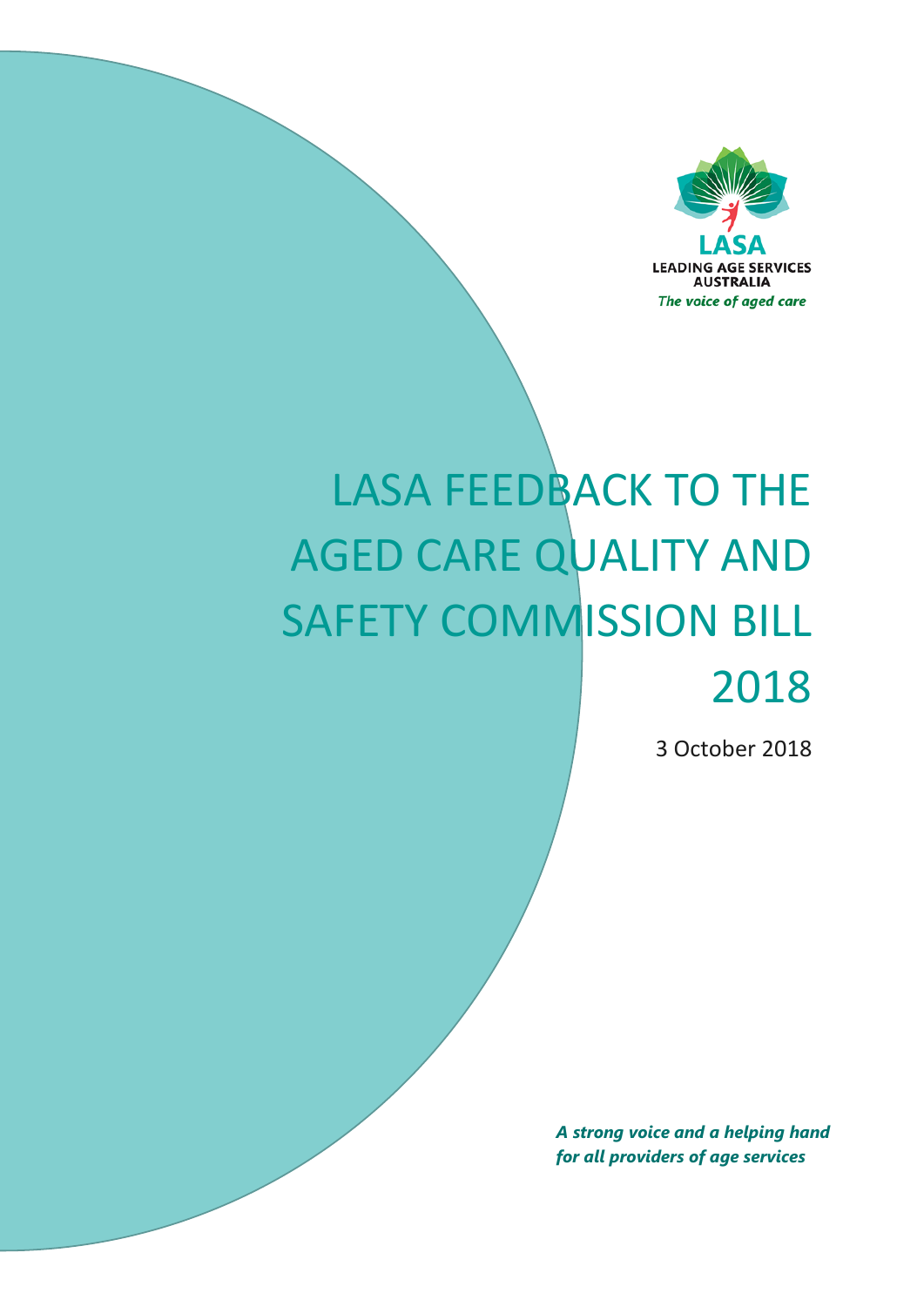LASA

LEADING AGE SERVICES AUSTRALIA

*The voice of aged care*

# LASA FEEDBACK TO THE AGED CARE QUALITY AND SAFETY COMMISSION BILL 2018

3 October 2018

***A strong voice and a helping hand for all providers of age services***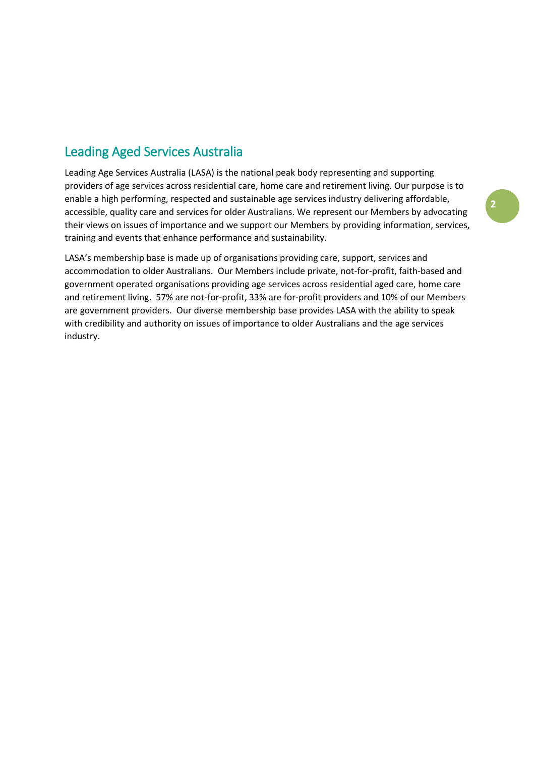## Leading Aged Services Australia

Leading Age Services Australia (LASA) is the national peak body representing and supporting providers of age services across residential care, home care and retirement living. Our purpose is to enable a high performing, respected and sustainable age services industry delivering affordable, accessible, quality care and services for older Australians. We represent our Members by advocating their views on issues of importance and we support our Members by providing information, services, training and events that enhance performance and sustainability.

LASA's membership base is made up of organisations providing care, support, services and accommodation to older Australians. Our Members include private, not-for-profit, faith-based and government operated organisations providing age services across residential aged care, home care and retirement living. 57% are not-for-profit, 33% are for-profit providers and 10% of our Members are government providers. Our diverse membership base provides LASA with the ability to speak with credibility and authority on issues of importance to older Australians and the age services industry.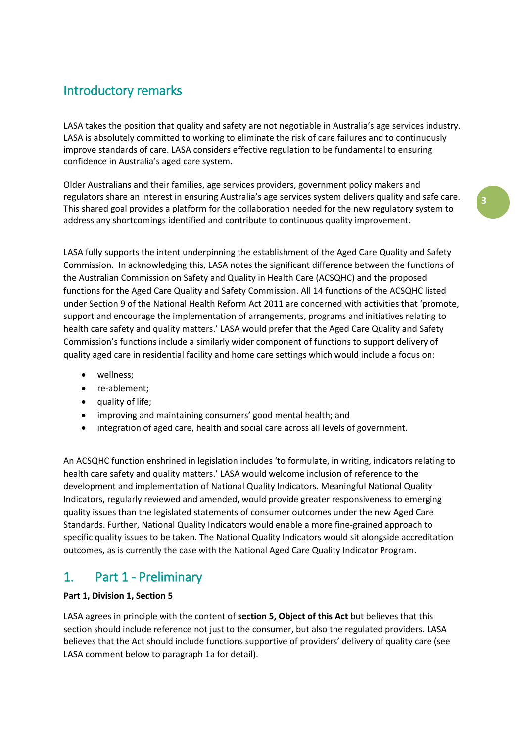## Introductory remarks

LASA takes the position that quality and safety are not negotiable in Australia's age services industry. LASA is absolutely committed to working to eliminate the risk of care failures and to continuously improve standards of care. LASA considers effective regulation to be fundamental to ensuring confidence in Australia's aged care system.

Older Australians and their families, age services providers, government policy makers and regulators share an interest in ensuring Australia's age services system delivers quality and safe care. This shared goal provides a platform for the collaboration needed for the new regulatory system to address any shortcomings identified and contribute to continuous quality improvement.

LASA fully supports the intent underpinning the establishment of the Aged Care Quality and Safety Commission. In acknowledging this, LASA notes the significant difference between the functions of the Australian Commission on Safety and Quality in Health Care (ACSQHC) and the proposed functions for the Aged Care Quality and Safety Commission. All 14 functions of the ACSQHC listed under Section 9 of the National Health Reform Act 2011 are concerned with activities that 'promote, support and encourage the implementation of arrangements, programs and initiatives relating to health care safety and quality matters.' LASA would prefer that the Aged Care Quality and Safety Commission's functions include a similarly wider component of functions to support delivery of quality aged care in residential facility and home care settings which would include a focus on:

- wellness;
- re-ablement;
- quality of life;
- improving and maintaining consumers' good mental health; and
- integration of aged care, health and social care across all levels of government.

An ACSQHC function enshrined in legislation includes 'to formulate, in writing, indicators relating to health care safety and quality matters.' LASA would welcome inclusion of reference to the development and implementation of National Quality Indicators. Meaningful National Quality Indicators, regularly reviewed and amended, would provide greater responsiveness to emerging quality issues than the legislated statements of consumer outcomes under the new Aged Care Standards. Further, National Quality Indicators would enable a more fine-grained approach to specific quality issues to be taken. The National Quality Indicators would sit alongside accreditation outcomes, as is currently the case with the National Aged Care Quality Indicator Program.

## 1. Part 1 - Preliminary

**Part 1, Division 1, Section 5**

LASA agrees in principle with the content of **section 5, Object of this Act** but believes that this section should include reference not just to the consumer, but also the regulated providers. LASA believes that the Act should include functions supportive of providers' delivery of quality care (see LASA comment below to paragraph 1a for detail).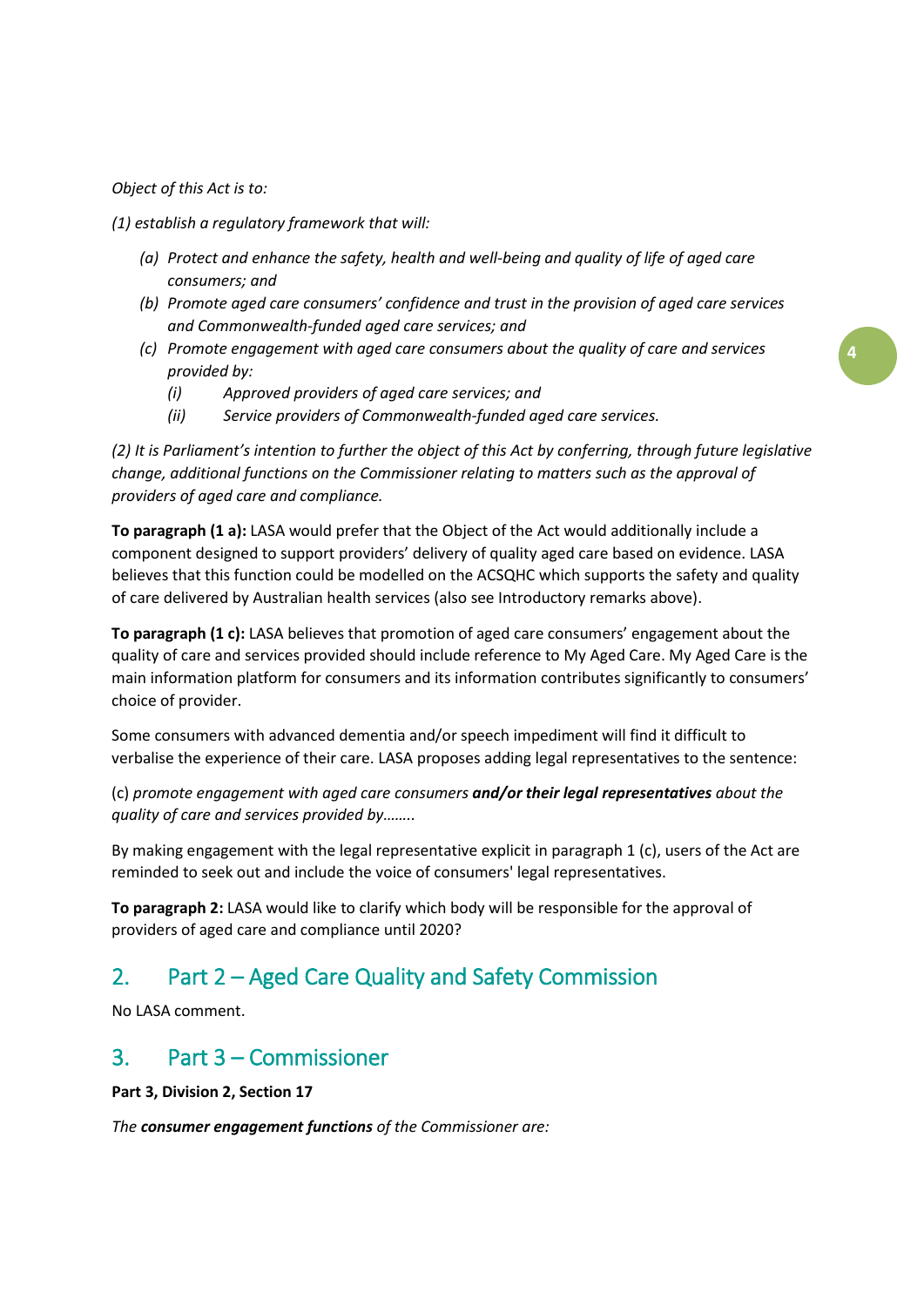*Object of this Act is to:*

*(1) establish a regulatory framework that will:*

- *(a) Protect and enhance the safety, health and well-being and quality of life of aged care consumers; and*
- *(b) Promote aged care consumers' confidence and trust in the provision of aged care services and Commonwealth-funded aged care services; and*
- *(c) Promote engagement with aged care consumers about the quality of care and services provided by:*
  - *(i) Approved providers of aged care services; and*
  - *(ii) Service providers of Commonwealth-funded aged care services.*

*(2) It is Parliament's intention to further the object of this Act by conferring, through future legislative change, additional functions on the Commissioner relating to matters such as the approval of providers of aged care and compliance.*

**To paragraph (1 a):** LASA would prefer that the Object of the Act would additionally include a component designed to support providers' delivery of quality aged care based on evidence. LASA believes that this function could be modelled on the ACSQHC which supports the safety and quality of care delivered by Australian health services (also see Introductory remarks above).

**To paragraph (1 c):** LASA believes that promotion of aged care consumers' engagement about the quality of care and services provided should include reference to My Aged Care. My Aged Care is the main information platform for consumers and its information contributes significantly to consumers' choice of provider.

Some consumers with advanced dementia and/or speech impediment will find it difficult to verbalise the experience of their care. LASA proposes adding legal representatives to the sentence:

(c) *promote engagement with aged care consumers* ***and/or their legal representatives*** *about the quality of care and services provided by……..*

By making engagement with the legal representative explicit in paragraph 1 (c), users of the Act are reminded to seek out and include the voice of consumers' legal representatives.

**To paragraph 2:** LASA would like to clarify which body will be responsible for the approval of providers of aged care and compliance until 2020?

## 2. Part 2 – Aged Care Quality and Safety Commission

No LASA comment.

## 3. Part 3 – Commissioner

**Part 3, Division 2, Section 17**

*The* ***consumer engagement functions*** *of the Commissioner are:*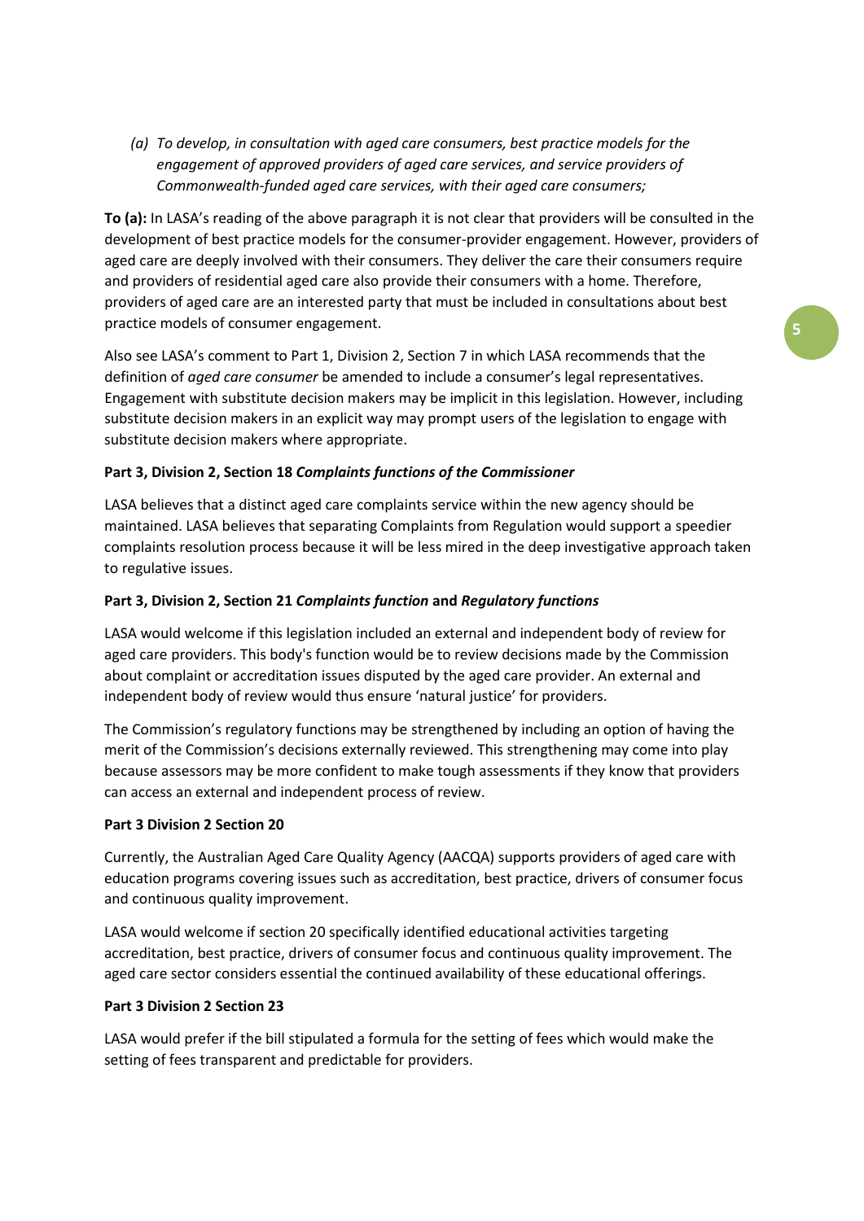*(a) To develop, in consultation with aged care consumers, best practice models for the engagement of approved providers of aged care services, and service providers of Commonwealth-funded aged care services, with their aged care consumers;*

**To (a):** In LASA's reading of the above paragraph it is not clear that providers will be consulted in the development of best practice models for the consumer-provider engagement. However, providers of aged care are deeply involved with their consumers. They deliver the care their consumers require and providers of residential aged care also provide their consumers with a home. Therefore, providers of aged care are an interested party that must be included in consultations about best practice models of consumer engagement.

Also see LASA's comment to Part 1, Division 2, Section 7 in which LASA recommends that the definition of *aged care consumer* be amended to include a consumer's legal representatives. Engagement with substitute decision makers may be implicit in this legislation. However, including substitute decision makers in an explicit way may prompt users of the legislation to engage with substitute decision makers where appropriate.

**Part 3, Division 2, Section 18 *Complaints functions of the Commissioner***

LASA believes that a distinct aged care complaints service within the new agency should be maintained. LASA believes that separating Complaints from Regulation would support a speedier complaints resolution process because it will be less mired in the deep investigative approach taken to regulative issues.

**Part 3, Division 2, Section 21 *Complaints function* and *Regulatory functions***

LASA would welcome if this legislation included an external and independent body of review for aged care providers. This body's function would be to review decisions made by the Commission about complaint or accreditation issues disputed by the aged care provider. An external and independent body of review would thus ensure 'natural justice' for providers.

The Commission's regulatory functions may be strengthened by including an option of having the merit of the Commission's decisions externally reviewed. This strengthening may come into play because assessors may be more confident to make tough assessments if they know that providers can access an external and independent process of review.

**Part 3 Division 2 Section 20**

Currently, the Australian Aged Care Quality Agency (AACQA) supports providers of aged care with education programs covering issues such as accreditation, best practice, drivers of consumer focus and continuous quality improvement.

LASA would welcome if section 20 specifically identified educational activities targeting accreditation, best practice, drivers of consumer focus and continuous quality improvement. The aged care sector considers essential the continued availability of these educational offerings.

**Part 3 Division 2 Section 23**

LASA would prefer if the bill stipulated a formula for the setting of fees which would make the setting of fees transparent and predictable for providers.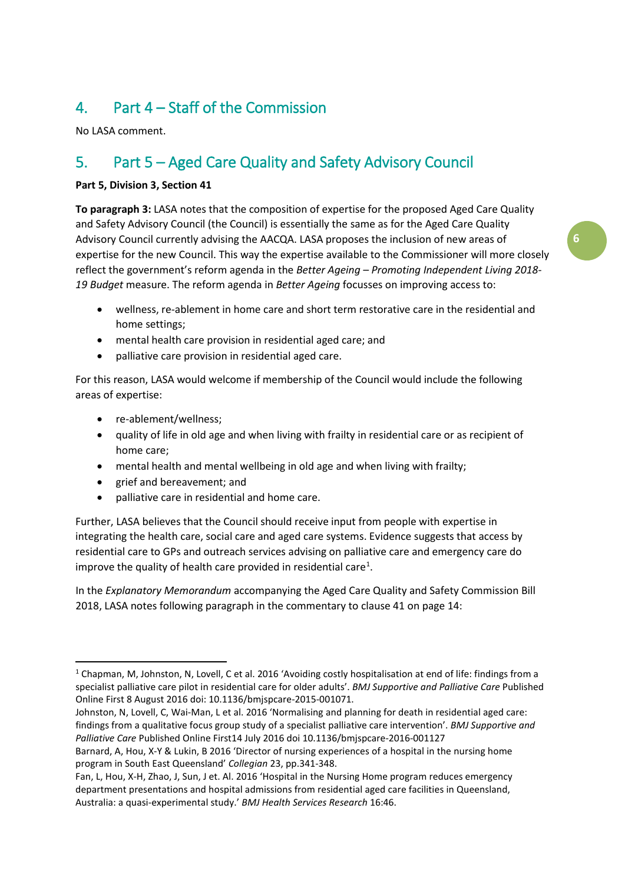## 4. Part 4 – Staff of the Commission

No LASA comment.

## 5. Part 5 – Aged Care Quality and Safety Advisory Council

**Part 5, Division 3, Section 41**

**To paragraph 3:** LASA notes that the composition of expertise for the proposed Aged Care Quality and Safety Advisory Council (the Council) is essentially the same as for the Aged Care Quality Advisory Council currently advising the AACQA. LASA proposes the inclusion of new areas of expertise for the new Council. This way the expertise available to the Commissioner will more closely reflect the government's reform agenda in the *Better Ageing – Promoting Independent Living 2018-19 Budget* measure. The reform agenda in *Better Ageing* focusses on improving access to:

- wellness, re-ablement in home care and short term restorative care in the residential and home settings;
- mental health care provision in residential aged care; and
- palliative care provision in residential aged care.

For this reason, LASA would welcome if membership of the Council would include the following areas of expertise:

- re-ablement/wellness;
- quality of life in old age and when living with frailty in residential care or as recipient of home care;
- mental health and mental wellbeing in old age and when living with frailty;
- grief and bereavement; and
- palliative care in residential and home care.

Further, LASA believes that the Council should receive input from people with expertise in integrating the health care, social care and aged care systems. Evidence suggests that access by residential care to GPs and outreach services advising on palliative care and emergency care do improve the quality of health care provided in residential care[1].

In the *Explanatory Memorandum* accompanying the Aged Care Quality and Safety Commission Bill 2018, LASA notes following paragraph in the commentary to clause 41 on page 14:

---

[1] Chapman, M, Johnston, N, Lovell, C et al. 2016 'Avoiding costly hospitalisation at end of life: findings from a specialist palliative care pilot in residential care for older adults'. *BMJ Supportive and Palliative Care* Published Online First 8 August 2016 doi: 10.1136/bmjspcare-2015-001071.
Johnston, N, Lovell, C, Wai-Man, L et al. 2016 'Normalising and planning for death in residential aged care: findings from a qualitative focus group study of a specialist palliative care intervention'. *BMJ Supportive and Palliative Care* Published Online First14 July 2016 doi 10.1136/bmjspcare-2016-001127
Barnard, A, Hou, X-Y & Lukin, B 2016 'Director of nursing experiences of a hospital in the nursing home program in South East Queensland' *Collegian* 23, pp.341-348.
Fan, L, Hou, X-H, Zhao, J, Sun, J et. Al. 2016 'Hospital in the Nursing Home program reduces emergency department presentations and hospital admissions from residential aged care facilities in Queensland, Australia: a quasi-experimental study.' *BMJ Health Services Research* 16:46.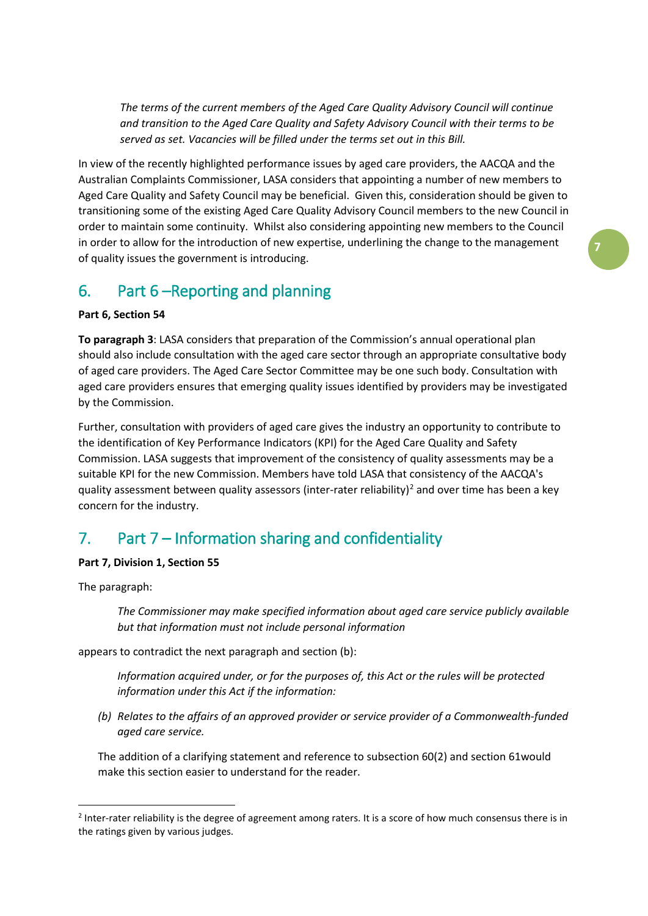*The terms of the current members of the Aged Care Quality Advisory Council will continue and transition to the Aged Care Quality and Safety Advisory Council with their terms to be served as set. Vacancies will be filled under the terms set out in this Bill.*

In view of the recently highlighted performance issues by aged care providers, the AACQA and the Australian Complaints Commissioner, LASA considers that appointing a number of new members to Aged Care Quality and Safety Council may be beneficial. Given this, consideration should be given to transitioning some of the existing Aged Care Quality Advisory Council members to the new Council in order to maintain some continuity. Whilst also considering appointing new members to the Council in order to allow for the introduction of new expertise, underlining the change to the management of quality issues the government is introducing.

## 6. Part 6 –Reporting and planning

**Part 6, Section 54**

**To paragraph 3**: LASA considers that preparation of the Commission's annual operational plan should also include consultation with the aged care sector through an appropriate consultative body of aged care providers. The Aged Care Sector Committee may be one such body. Consultation with aged care providers ensures that emerging quality issues identified by providers may be investigated by the Commission.

Further, consultation with providers of aged care gives the industry an opportunity to contribute to the identification of Key Performance Indicators (KPI) for the Aged Care Quality and Safety Commission. LASA suggests that improvement of the consistency of quality assessments may be a suitable KPI for the new Commission. Members have told LASA that consistency of the AACQA's quality assessment between quality assessors (inter-rater reliability)[2] and over time has been a key concern for the industry.

## 7. Part 7 – Information sharing and confidentiality

**Part 7, Division 1, Section 55**

The paragraph:

*The Commissioner may make specified information about aged care service publicly available but that information must not include personal information*

appears to contradict the next paragraph and section (b):

*Information acquired under, or for the purposes of, this Act or the rules will be protected information under this Act if the information:*

*(b) Relates to the affairs of an approved provider or service provider of a Commonwealth-funded aged care service.*

The addition of a clarifying statement and reference to subsection 60(2) and section 61would make this section easier to understand for the reader.

[2] Inter-rater reliability is the degree of agreement among raters. It is a score of how much consensus there is in the ratings given by various judges.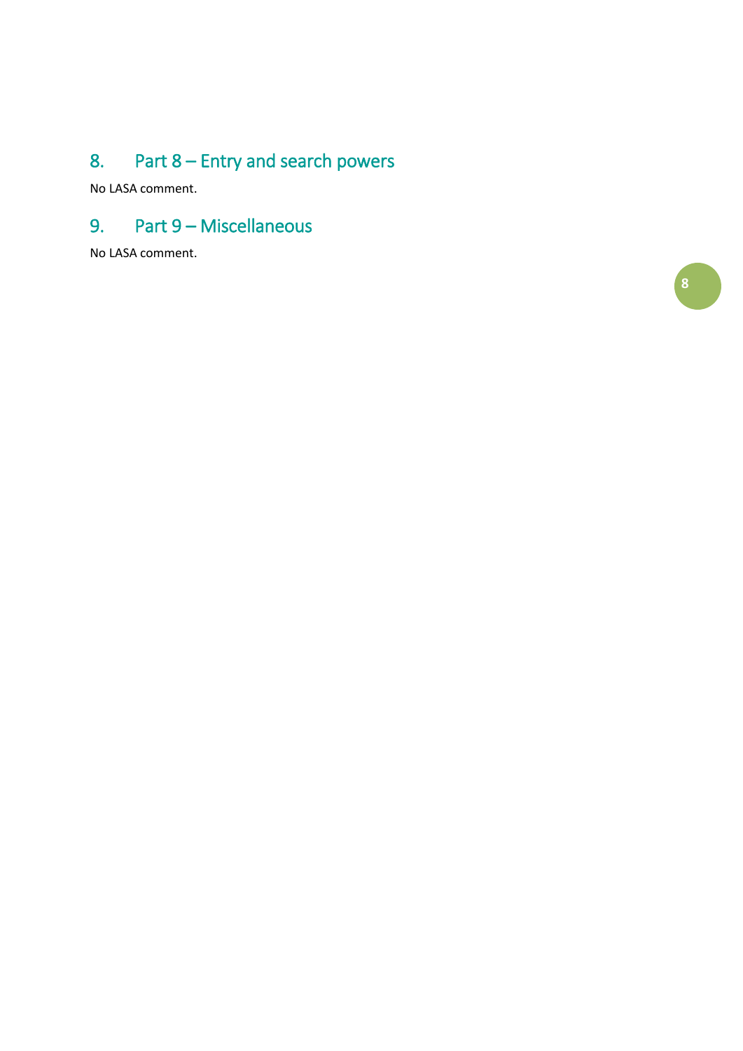## 8. Part 8 – Entry and search powers

No LASA comment.

## 9. Part 9 – Miscellaneous

No LASA comment.